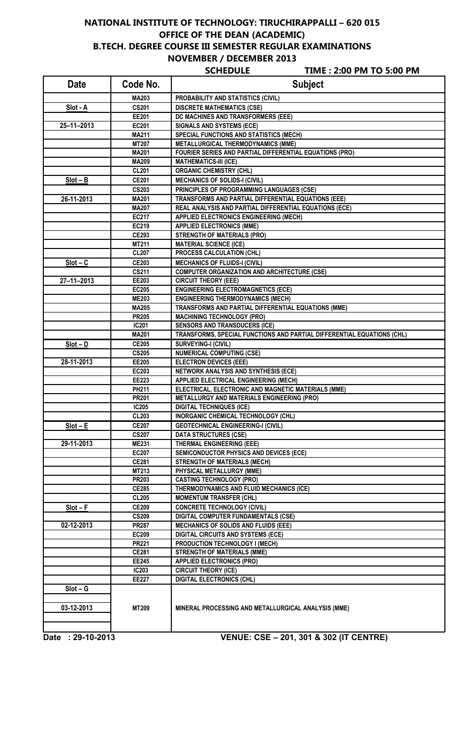# NATIONAL INSTITUTE OF TECHNOLOGY: TIRUCHIRAPPALLI – 620 015

## OFFICE OF THE DEAN (ACADEMIC)

## B.TECH. DEGREE COURSE III SEMESTER REGULAR EXAMINATIONS

## NOVEMBER / DECEMBER 2013

**SCHEDULE** **TIME : 2:00 PM TO 5:00 PM**

| Date | Code No. | Subject |
|---|---|---|
| | MA203 | PROBABILITY AND STATISTICS (CIVIL) |
| Slot - A | CS201 | DISCRETE MATHEMATICS (CSE) |
| | EE201 | DC MACHINES AND TRANSFORMERS (EEE) |
| 25–11–2013 | EC201 | SIGNALS AND SYSTEMS (ECE) |
| | MA211 | SPECIAL FUNCTIONS AND STATISTICS (MECH) |
| | MT207 | METALLURGICAL THERMODYNAMICS (MME) |
| | MA201 | FOURIER SERIES AND PARTIAL DIFFERENTIAL EQUATIONS (PRO) |
| | MA209 | MATHEMATICS-III (ICE) |
| | CL201 | ORGANIC CHEMISTRY (CHL) |
| Slot – B | CE201 | MECHANICS OF SOLIDS-I (CIVIL) |
| | CS203 | PRINCIPLES OF PROGRAMMING LANGUAGES (CSE) |
| 26-11-2013 | MA201 | TRANSFORMS AND PARTIAL DIFFERENTIAL EQUATIONS (EEE) |
| | MA207 | REAL ANALYSIS AND PARTIAL DIFFERENTIAL EQUATIONS (ECE) |
| | EC217 | APPLIED ELECTRONICS ENGINEERING (MECH) |
| | EC219 | APPLIED ELECTRONICS (MME) |
| | CE293 | STRENGTH OF MATERIALS (PRO) |
| | MT211 | MATERIAL SCIENCE (ICE) |
| | CL207 | PROCESS CALCULATION (CHL) |
| Slot – C | CE203 | MECHANICS OF FLUIDS-I (CIVIL) |
| | CS211 | COMPUTER ORGANIZATION AND ARCHITECTURE (CSE) |
| 27–11–2013 | EE203 | CIRCUIT THEORY (EEE) |
| | EC205 | ENGINEERING ELECTROMAGNETICS (ECE) |
| | ME203 | ENGINEERING THERMODYNAMICS (MECH) |
| | MA205 | TRANSFORMS AND PARTIAL DIFFERENTIAL EQUATIONS (MME) |
| | PR205 | MACHINING TECHNOLOGY (PRO) |
| | IC201 | SENSORS AND TRANSDUCERS (ICE) |
| | MA201 | TRANSFORMS, SPECIAL FUNCTIONS AND PARTIAL DIFFERENTIAL EQUATIONS (CHL) |
| Slot – D | CE205 | SURVEYING-I (CIVIL) |
| | CS205 | NUMERICAL COMPUTING (CSE) |
| 28-11-2013 | EE205 | ELECTRON DEVICES (EEE) |
| | EC203 | NETWORK ANALYSIS AND SYNTHESIS (ECE) |
| | EE223 | APPLIED ELECTRICAL ENGINEERING (MECH) |
| | PH211 | ELECTRICAL, ELECTRONIC AND MAGNETIC MATERIALS (MME) |
| | PR201 | METALLURGY AND MATERIALS ENGINEERING (PRO) |
| | IC205 | DIGITAL TECHNIQUES (ICE) |
| | CL203 | INORGANIC CHEMICAL TECHNOLOGY (CHL) |
| Slot – E | CE207 | GEOTECHNICAL ENGINEERING-I (CIVIL) |
| | CS207 | DATA STRUCTURES (CSE) |
| 29-11-2013 | ME231 | THERMAL ENGINEERING (EEE) |
| | EC207 | SEMICONDUCTOR PHYSICS AND DEVICES (ECE) |
| | CE281 | STRENGTH OF MATERIALS (MECH) |
| | MT213 | PHYSICAL METALLURGY (MME) |
| | PR203 | CASTING TECHNOLOGY (PRO) |
| | CE285 | THERMODYNAMICS AND FLUID MECHANICS (ICE) |
| | CL205 | MOMENTUM TRANSFER (CHL) |
| Slot – F | CE209 | CONCRETE TECHNOLOGY (CIVIL) |
| | CS209 | DIGITAL COMPUTER FUNDAMENTALS (CSE) |
| 02-12-2013 | PR287 | MECHANICS OF SOLIDS AND FLUIDS (EEE) |
| | EC209 | DIGITAL CIRCUITS AND SYSTEMS (ECE) |
| | PR221 | PRODUCTION TECHNOLOGY I (MECH) |
| | CE281 | STRENGTH OF MATERIALS (MME) |
| | EE245 | APPLIED ELECTRONICS (PRO) |
| | IC203 | CIRCUIT THEORY (ICE) |
| | EE227 | DIGITAL ELECTRONICS (CHL) |
| Slot – G | | |
| 03-12-2013 | MT209 | MINERAL PROCESSING AND METALLURGICAL ANALYSIS (MME) |

**Date : 29-10-2013** **VENUE: CSE – 201, 301 & 302 (IT CENTRE)**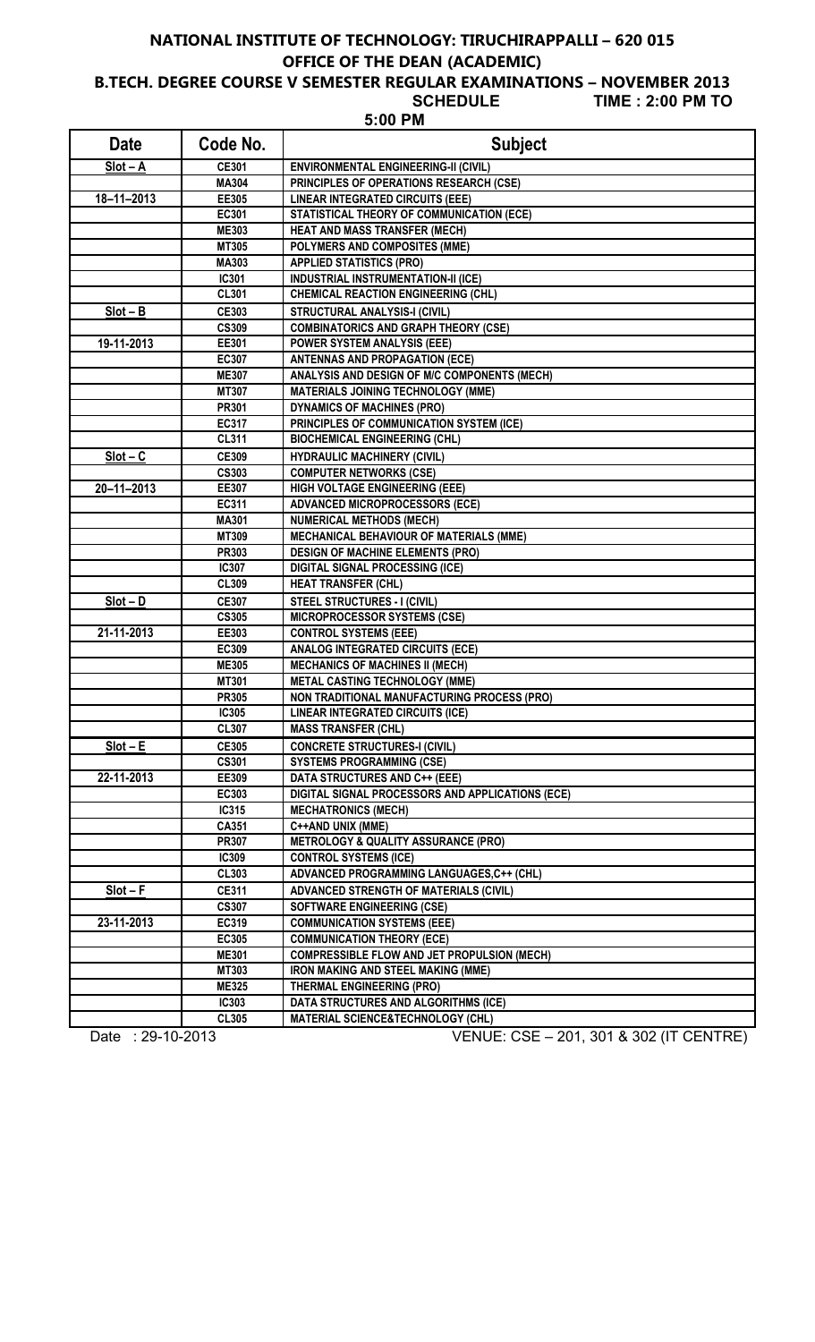# NATIONAL INSTITUTE OF TECHNOLOGY: TIRUCHIRAPPALLI – 620 015

## OFFICE OF THE DEAN (ACADEMIC)

## B.TECH. DEGREE COURSE V SEMESTER REGULAR EXAMINATIONS – NOVEMBER 2013

**SCHEDULE** **TIME : 2:00 PM TO 5:00 PM**

| Date | Code No. | Subject |
|---|---|---|
| Slot – A | CE301 | ENVIRONMENTAL ENGINEERING-II (CIVIL) |
| | MA304 | PRINCIPLES OF OPERATIONS RESEARCH (CSE) |
| 18–11–2013 | EE305 | LINEAR INTEGRATED CIRCUITS (EEE) |
| | EC301 | STATISTICAL THEORY OF COMMUNICATION (ECE) |
| | ME303 | HEAT AND MASS TRANSFER (MECH) |
| | MT305 | POLYMERS AND COMPOSITES (MME) |
| | MA303 | APPLIED STATISTICS (PRO) |
| | IC301 | INDUSTRIAL INSTRUMENTATION-II (ICE) |
| | CL301 | CHEMICAL REACTION ENGINEERING (CHL) |
| Slot – B | CE303 | STRUCTURAL ANALYSIS-I (CIVIL) |
| | CS309 | COMBINATORICS AND GRAPH THEORY (CSE) |
| 19-11-2013 | EE301 | POWER SYSTEM ANALYSIS (EEE) |
| | EC307 | ANTENNAS AND PROPAGATION (ECE) |
| | ME307 | ANALYSIS AND DESIGN OF M/C COMPONENTS (MECH) |
| | MT307 | MATERIALS JOINING TECHNOLOGY (MME) |
| | PR301 | DYNAMICS OF MACHINES (PRO) |
| | EC317 | PRINCIPLES OF COMMUNICATION SYSTEM (ICE) |
| | CL311 | BIOCHEMICAL ENGINEERING (CHL) |
| Slot – C | CE309 | HYDRAULIC MACHINERY (CIVIL) |
| | CS303 | COMPUTER NETWORKS (CSE) |
| 20–11–2013 | EE307 | HIGH VOLTAGE ENGINEERING (EEE) |
| | EC311 | ADVANCED MICROPROCESSORS (ECE) |
| | MA301 | NUMERICAL METHODS (MECH) |
| | MT309 | MECHANICAL BEHAVIOUR OF MATERIALS (MME) |
| | PR303 | DESIGN OF MACHINE ELEMENTS (PRO) |
| | IC307 | DIGITAL SIGNAL PROCESSING (ICE) |
| | CL309 | HEAT TRANSFER (CHL) |
| Slot – D | CE307 | STEEL STRUCTURES - I (CIVIL) |
| | CS305 | MICROPROCESSOR SYSTEMS (CSE) |
| 21-11-2013 | EE303 | CONTROL SYSTEMS (EEE) |
| | EC309 | ANALOG INTEGRATED CIRCUITS (ECE) |
| | ME305 | MECHANICS OF MACHINES II (MECH) |
| | MT301 | METAL CASTING TECHNOLOGY (MME) |
| | PR305 | NON TRADITIONAL MANUFACTURING PROCESS (PRO) |
| | IC305 | LINEAR INTEGRATED CIRCUITS (ICE) |
| | CL307 | MASS TRANSFER (CHL) |
| Slot – E | CE305 | CONCRETE STRUCTURES-I (CIVIL) |
| | CS301 | SYSTEMS PROGRAMMING (CSE) |
| 22-11-2013 | EE309 | DATA STRUCTURES AND C++ (EEE) |
| | EC303 | DIGITAL SIGNAL PROCESSORS AND APPLICATIONS (ECE) |
| | IC315 | MECHATRONICS (MECH) |
| | CA351 | C++AND UNIX (MME) |
| | PR307 | METROLOGY & QUALITY ASSURANCE (PRO) |
| | IC309 | CONTROL SYSTEMS (ICE) |
| | CL303 | ADVANCED PROGRAMMING LANGUAGES,C++ (CHL) |
| Slot – F | CE311 | ADVANCED STRENGTH OF MATERIALS (CIVIL) |
| | CS307 | SOFTWARE ENGINEERING (CSE) |
| 23-11-2013 | EC319 | COMMUNICATION SYSTEMS (EEE) |
| | EC305 | COMMUNICATION THEORY (ECE) |
| | ME301 | COMPRESSIBLE FLOW AND JET PROPULSION (MECH) |
| | MT303 | IRON MAKING AND STEEL MAKING (MME) |
| | ME325 | THERMAL ENGINEERING (PRO) |
| | IC303 | DATA STRUCTURES AND ALGORITHMS (ICE) |
| | CL305 | MATERIAL SCIENCE&TECHNOLOGY (CHL) |

Date : 29-10-2013 VENUE: CSE – 201, 301 & 302 (IT CENTRE)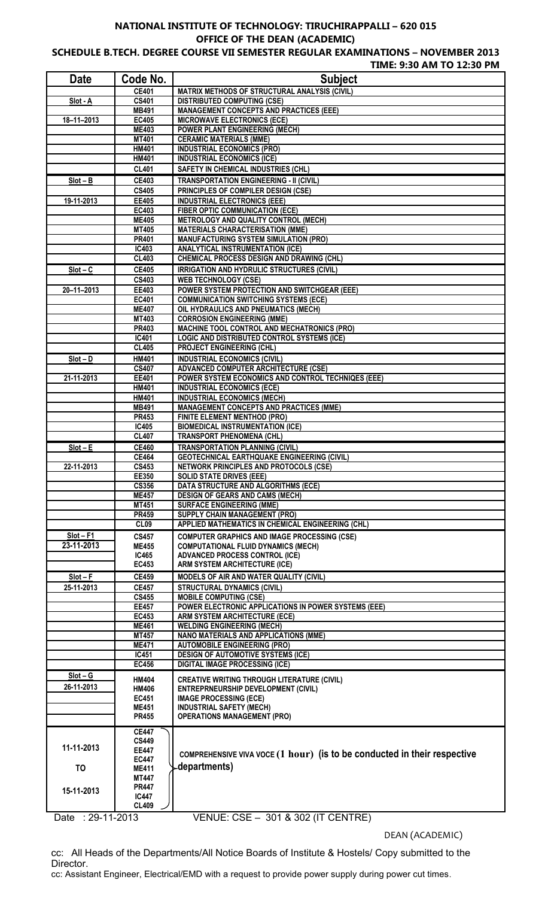# NATIONAL INSTITUTE OF TECHNOLOGY: TIRUCHIRAPPALLI – 620 015

## OFFICE OF THE DEAN (ACADEMIC)

## SCHEDULE B.TECH. DEGREE COURSE VII SEMESTER REGULAR EXAMINATIONS – NOVEMBER 2013

**TIME: 9:30 AM TO 12:30 PM**

| Date | Code No. | Subject |
|---|---|---|
| | CE401 | MATRIX METHODS OF STRUCTURAL ANALYSIS (CIVIL) |
| Slot - A | CS401 | DISTRIBUTED COMPUTING (CSE) |
| | MB491 | MANAGEMENT CONCEPTS AND PRACTICES (EEE) |
| 18–11–2013 | EC405 | MICROWAVE ELECTRONICS (ECE) |
| | ME403 | POWER PLANT ENGINEERING (MECH) |
| | MT401 | CERAMIC MATERIALS (MME) |
| | HM401 | INDUSTRIAL ECONOMICS (PRO) |
| | HM401 | INDUSTRIAL ECONOMICS (ICE) |
| | CL401 | SAFETY IN CHEMICAL INDUSTRIES (CHL) |
| Slot – B | CE403 | TRANSPORTATION ENGINEERING - II (CIVIL) |
| | CS405 | PRINCIPLES OF COMPILER DESIGN (CSE) |
| 19-11-2013 | EE405 | INDUSTRIAL ELECTRONICS (EEE) |
| | EC403 | FIBER OPTIC COMMUNICATION (ECE) |
| | ME405 | METROLOGY AND QUALITY CONTROL (MECH) |
| | MT405 | MATERIALS CHARACTERISATION (MME) |
| | PR401 | MANUFACTURING SYSTEM SIMULATION (PRO) |
| | IC403 | ANALYTICAL INSTRUMENTATION (ICE) |
| | CL403 | CHEMICAL PROCESS DESIGN AND DRAWING (CHL) |
| Slot – C | CE405 | IRRIGATION AND HYDRULIC STRUCTURES (CIVIL) |
| | CS403 | WEB TECHNOLOGY (CSE) |
| 20–11–2013 | EE403 | POWER SYSTEM PROTECTION AND SWITCHGEAR (EEE) |
| | EC401 | COMMUNICATION SWITCHING SYSTEMS (ECE) |
| | ME407 | OIL HYDRAULICS AND PNEUMATICS (MECH) |
| | MT403 | CORROSION ENGINEERING (MME) |
| | PR403 | MACHINE TOOL CONTROL AND MECHATRONICS (PRO) |
| | IC401 | LOGIC AND DISTRIBUTED CONTROL SYSTEMS (ICE) |
| | CL405 | PROJECT ENGINEERING (CHL) |
| Slot – D | HM401 | INDUSTRIAL ECONOMICS (CIVIL) |
| | CS407 | ADVANCED COMPUTER ARCHITECTURE (CSE) |
| 21-11-2013 | EE401 | POWER SYSTEM ECONOMICS AND CONTROL TECHNIQES (EEE) |
| | HM401 | INDUSTRIAL ECONOMICS (ECE) |
| | HM401 | INDUSTRIAL ECONOMICS (MECH) |
| | MB491 | MANAGEMENT CONCEPTS AND PRACTICES (MME) |
| | PR453 | FINITE ELEMENT MENTHOD (PRO) |
| | IC405 | BIOMEDICAL INSTRUMENTATION (ICE) |
| | CL407 | TRANSPORT PHENOMENA (CHL) |
| Slot – E | CE460 | TRANSPORTATION PLANNING (CIVIL) |
| | CE464 | GEOTECHNICAL EARTHQUAKE ENGINEERING (CIVIL) |
| 22-11-2013 | CS453 | NETWORK PRINCIPLES AND PROTOCOLS (CSE) |
| | EE350 | SOLID STATE DRIVES (EEE) |
| | CS356 | DATA STRUCTURE AND ALGORITHMS (ECE) |
| | ME457 | DESIGN OF GEARS AND CAMS (MECH) |
| | MT451 | SURFACE ENGINEERING (MME) |
| | PR459 | SUPPLY CHAIN MANAGEMENT (PRO) |
| | CL09 | APPLIED MATHEMATICS IN CHEMICAL ENGINEERING (CHL) |
| Slot – F1 | CS457 | COMPUTER GRAPHICS AND IMAGE PROCESSING (CSE) |
| 23-11-2013 | ME455 | COMPUTATIONAL FLUID DYNAMICS (MECH) |
| | IC465 | ADVANCED PROCESS CONTROL (ICE) |
| | EC453 | ARM SYSTEM ARCHITECTURE (ICE) |
| Slot – F | CE459 | MODELS OF AIR AND WATER QUALITY (CIVIL) |
| 25-11-2013 | CE457 | STRUCTURAL DYNAMICS (CIVIL) |
| | CS455 | MOBILE COMPUTING (CSE) |
| | EE457 | POWER ELECTRONIC APPLICATIONS IN POWER SYSTEMS (EEE) |
| | EC453 | ARM SYSTEM ARCHITECTURE (ECE) |
| | ME461 | WELDING ENGINEERING (MECH) |
| | MT457 | NANO MATERIALS AND APPLICATIONS (MME) |
| | ME471 | AUTOMOBILE ENGINEERING (PRO) |
| | IC451 | DESIGN OF AUTOMOTIVE SYSTEMS (ICE) |
| | EC456 | DIGITAL IMAGE PROCESSING (ICE) |
| Slot – G | HM404 | CREATIVE WRITING THROUGH LITERATURE (CIVIL) |
| 26-11-2013 | HM406 | ENTREPRNEURSHIP DEVELOPMENT (CIVIL) |
| | EC451 | IMAGE PROCESSING (ECE) |
| | ME451 | INDUSTRIAL SAFETY (MECH) |
| | PR455 | OPERATIONS MANAGEMENT (PRO) |
| 11-11-2013 TO 15-11-2013 | CE447, CS449, EE447, EC447, ME411, MT447, PR447, IC447, CL409 | COMPREHENSIVE VIVA VOCE (1 hour) (is to be conducted in their respective departments) |

Date : 29-11-2013 VENUE: CSE – 301 & 302 (IT CENTRE)

DEAN (ACADEMIC)

cc: All Heads of the Departments/All Notice Boards of Institute & Hostels/ Copy submitted to the Director.

cc: Assistant Engineer, Electrical/EMD with a request to provide power supply during power cut times.